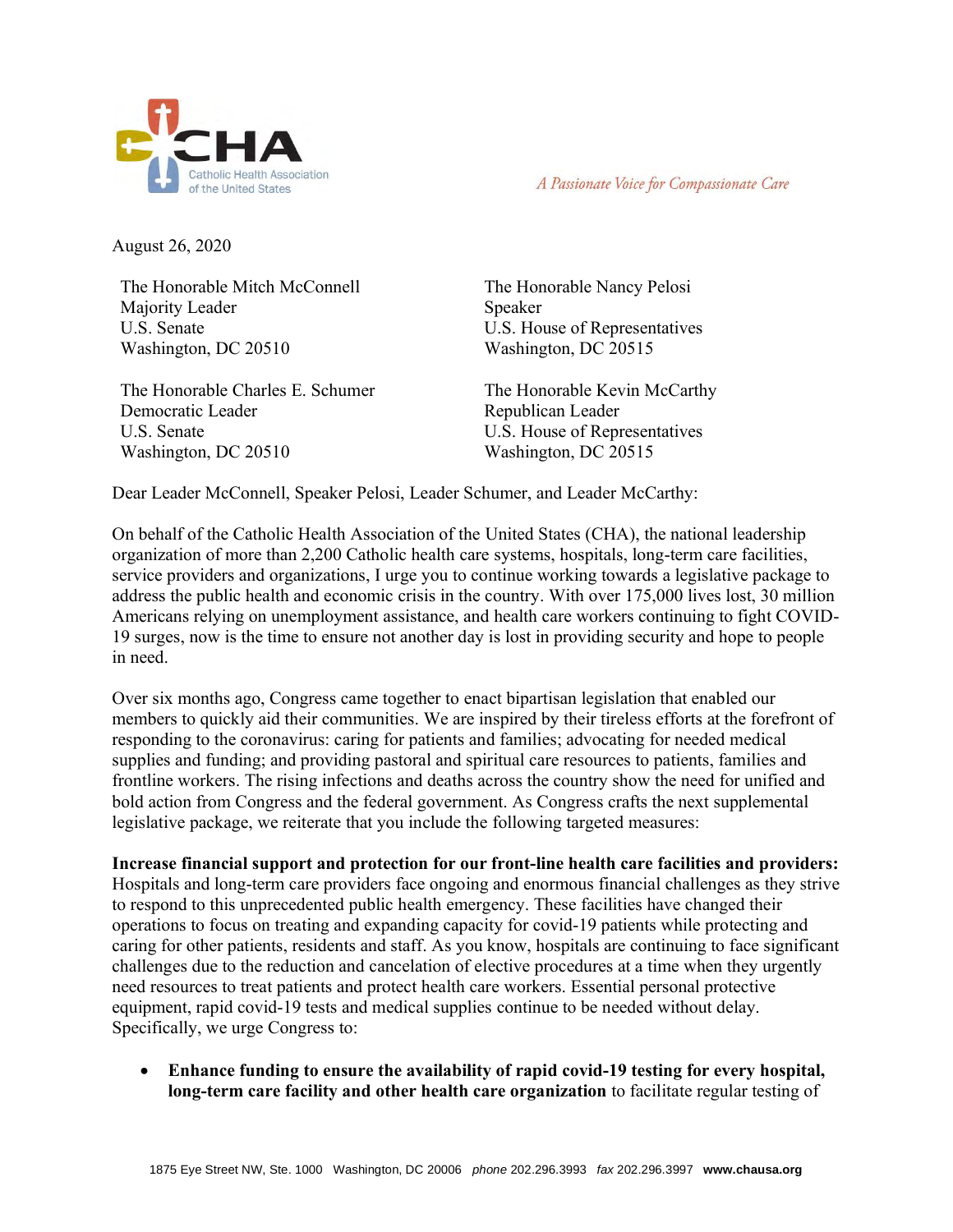Catholic Health Association of the United States

*A Passionate Voice for Compassionate Care*

August 26, 2020

The Honorable Mitch McConnell
Majority Leader
U.S. Senate
Washington, DC 20510

The Honorable Nancy Pelosi
Speaker
U.S. House of Representatives
Washington, DC 20515

The Honorable Charles E. Schumer
Democratic Leader
U.S. Senate
Washington, DC 20510

The Honorable Kevin McCarthy
Republican Leader
U.S. House of Representatives
Washington, DC 20515

Dear Leader McConnell, Speaker Pelosi, Leader Schumer, and Leader McCarthy:

On behalf of the Catholic Health Association of the United States (CHA), the national leadership organization of more than 2,200 Catholic health care systems, hospitals, long-term care facilities, service providers and organizations, I urge you to continue working towards a legislative package to address the public health and economic crisis in the country. With over 175,000 lives lost, 30 million Americans relying on unemployment assistance, and health care workers continuing to fight COVID-19 surges, now is the time to ensure not another day is lost in providing security and hope to people in need.

Over six months ago, Congress came together to enact bipartisan legislation that enabled our members to quickly aid their communities. We are inspired by their tireless efforts at the forefront of responding to the coronavirus: caring for patients and families; advocating for needed medical supplies and funding; and providing pastoral and spiritual care resources to patients, families and frontline workers. The rising infections and deaths across the country show the need for unified and bold action from Congress and the federal government. As Congress crafts the next supplemental legislative package, we reiterate that you include the following targeted measures:

**Increase financial support and protection for our front-line health care facilities and providers:** Hospitals and long-term care providers face ongoing and enormous financial challenges as they strive to respond to this unprecedented public health emergency. These facilities have changed their operations to focus on treating and expanding capacity for covid-19 patients while protecting and caring for other patients, residents and staff. As you know, hospitals are continuing to face significant challenges due to the reduction and cancelation of elective procedures at a time when they urgently need resources to treat patients and protect health care workers. Essential personal protective equipment, rapid covid-19 tests and medical supplies continue to be needed without delay. Specifically, we urge Congress to:

- **Enhance funding to ensure the availability of rapid covid-19 testing for every hospital, long-term care facility and other health care organization** to facilitate regular testing of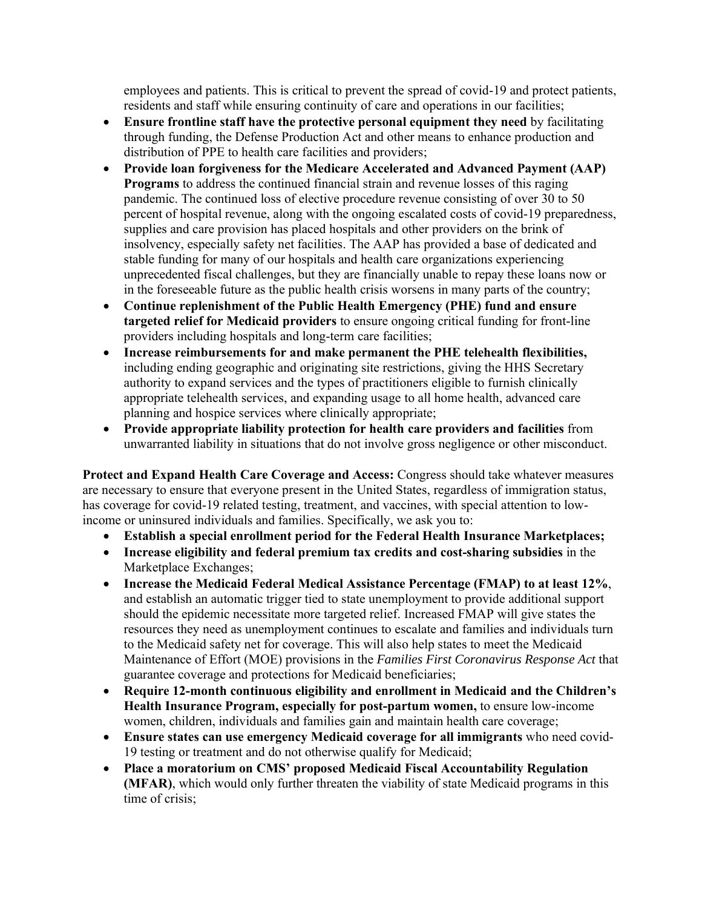employees and patients. This is critical to prevent the spread of covid-19 and protect patients, residents and staff while ensuring continuity of care and operations in our facilities;

- **Ensure frontline staff have the protective personal equipment they need** by facilitating through funding, the Defense Production Act and other means to enhance production and distribution of PPE to health care facilities and providers;
- **Provide loan forgiveness for the Medicare Accelerated and Advanced Payment (AAP) Programs** to address the continued financial strain and revenue losses of this raging pandemic. The continued loss of elective procedure revenue consisting of over 30 to 50 percent of hospital revenue, along with the ongoing escalated costs of covid-19 preparedness, supplies and care provision has placed hospitals and other providers on the brink of insolvency, especially safety net facilities. The AAP has provided a base of dedicated and stable funding for many of our hospitals and health care organizations experiencing unprecedented fiscal challenges, but they are financially unable to repay these loans now or in the foreseeable future as the public health crisis worsens in many parts of the country;
- **Continue replenishment of the Public Health Emergency (PHE) fund and ensure targeted relief for Medicaid providers** to ensure ongoing critical funding for front-line providers including hospitals and long-term care facilities;
- **Increase reimbursements for and make permanent the PHE telehealth flexibilities,** including ending geographic and originating site restrictions, giving the HHS Secretary authority to expand services and the types of practitioners eligible to furnish clinically appropriate telehealth services, and expanding usage to all home health, advanced care planning and hospice services where clinically appropriate;
- **Provide appropriate liability protection for health care providers and facilities** from unwarranted liability in situations that do not involve gross negligence or other misconduct.

**Protect and Expand Health Care Coverage and Access:** Congress should take whatever measures are necessary to ensure that everyone present in the United States, regardless of immigration status, has coverage for covid-19 related testing, treatment, and vaccines, with special attention to low-income or uninsured individuals and families. Specifically, we ask you to:

- **Establish a special enrollment period for the Federal Health Insurance Marketplaces;**
- **Increase eligibility and federal premium tax credits and cost-sharing subsidies** in the Marketplace Exchanges;
- **Increase the Medicaid Federal Medical Assistance Percentage (FMAP) to at least 12%**, and establish an automatic trigger tied to state unemployment to provide additional support should the epidemic necessitate more targeted relief. Increased FMAP will give states the resources they need as unemployment continues to escalate and families and individuals turn to the Medicaid safety net for coverage. This will also help states to meet the Medicaid Maintenance of Effort (MOE) provisions in the *Families First Coronavirus Response Act* that guarantee coverage and protections for Medicaid beneficiaries;
- **Require 12-month continuous eligibility and enrollment in Medicaid and the Children's Health Insurance Program, especially for post-partum women,** to ensure low-income women, children, individuals and families gain and maintain health care coverage;
- **Ensure states can use emergency Medicaid coverage for all immigrants** who need covid-19 testing or treatment and do not otherwise qualify for Medicaid;
- **Place a moratorium on CMS' proposed Medicaid Fiscal Accountability Regulation (MFAR)**, which would only further threaten the viability of state Medicaid programs in this time of crisis;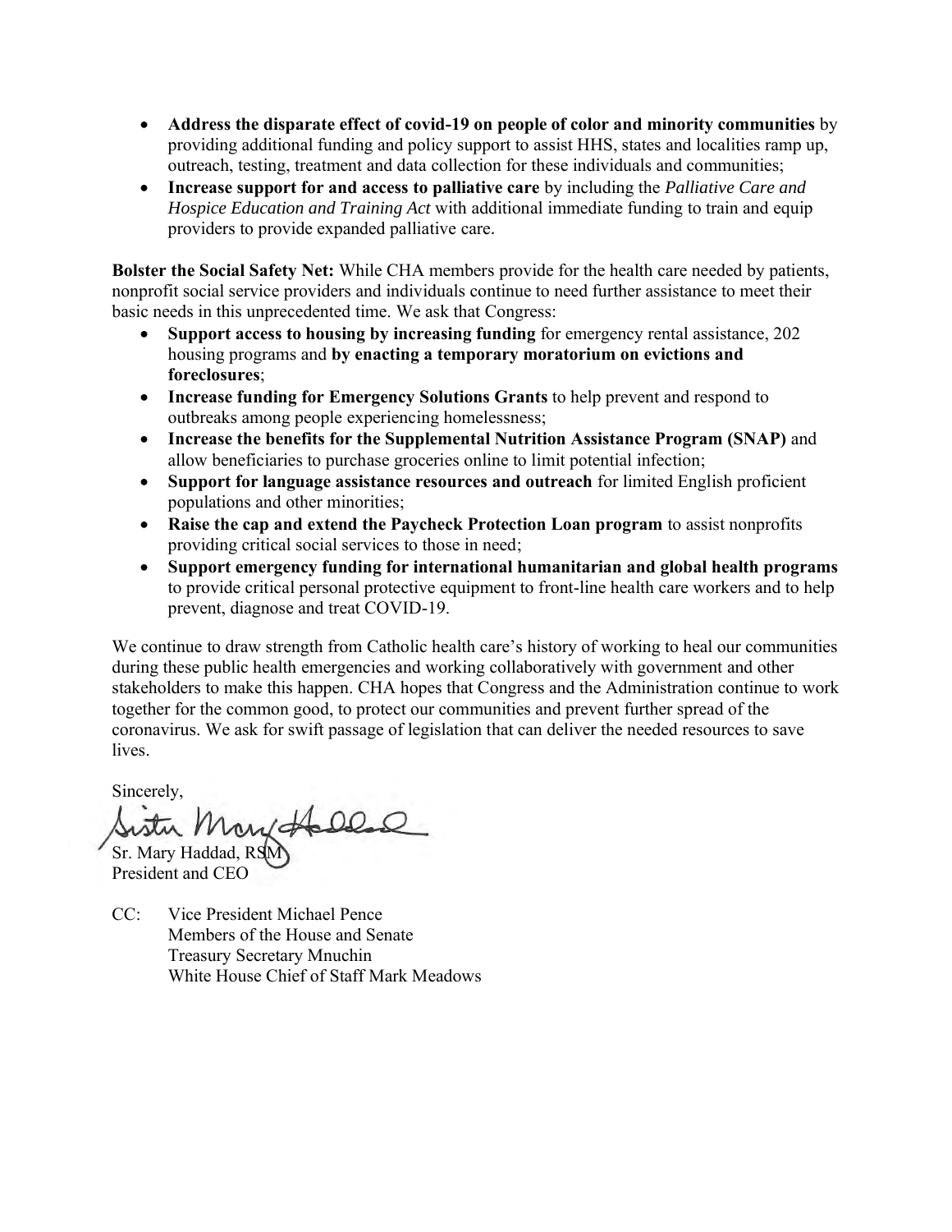- **Address the disparate effect of covid-19 on people of color and minority communities** by providing additional funding and policy support to assist HHS, states and localities ramp up, outreach, testing, treatment and data collection for these individuals and communities;
- **Increase support for and access to palliative care** by including the *Palliative Care and Hospice Education and Training Act* with additional immediate funding to train and equip providers to provide expanded palliative care.

**Bolster the Social Safety Net:** While CHA members provide for the health care needed by patients, nonprofit social service providers and individuals continue to need further assistance to meet their basic needs in this unprecedented time. We ask that Congress:

- **Support access to housing by increasing funding** for emergency rental assistance, 202 housing programs and **by enacting a temporary moratorium on evictions and foreclosures**;
- **Increase funding for Emergency Solutions Grants** to help prevent and respond to outbreaks among people experiencing homelessness;
- **Increase the benefits for the Supplemental Nutrition Assistance Program (SNAP)** and allow beneficiaries to purchase groceries online to limit potential infection;
- **Support for language assistance resources and outreach** for limited English proficient populations and other minorities;
- **Raise the cap and extend the Paycheck Protection Loan program** to assist nonprofits providing critical social services to those in need;
- **Support emergency funding for international humanitarian and global health programs** to provide critical personal protective equipment to front-line health care workers and to help prevent, diagnose and treat COVID-19.

We continue to draw strength from Catholic health care's history of working to heal our communities during these public health emergencies and working collaboratively with government and other stakeholders to make this happen. CHA hopes that Congress and the Administration continue to work together for the common good, to protect our communities and prevent further spread of the coronavirus. We ask for swift passage of legislation that can deliver the needed resources to save lives.

Sincerely,

Sister Mary Haddad

Sr. Mary Haddad, RSM
President and CEO

CC: Vice President Michael Pence
Members of the House and Senate
Treasury Secretary Mnuchin
White House Chief of Staff Mark Meadows